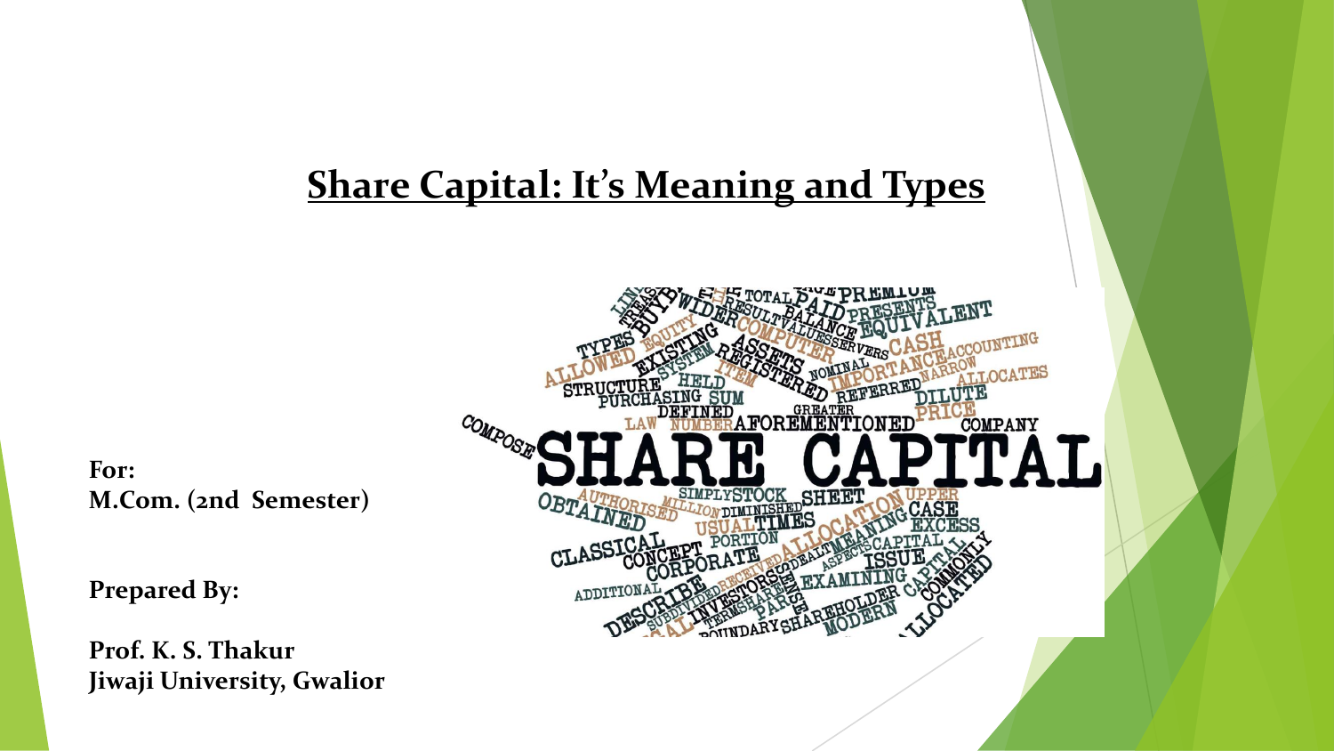# Share Capital: It's Meaning and Types

**For:**
**M.Com. (2nd Semester)**

**Prepared By:**

**Prof. K. S. Thakur**
**Jiwaji University, Gwalior**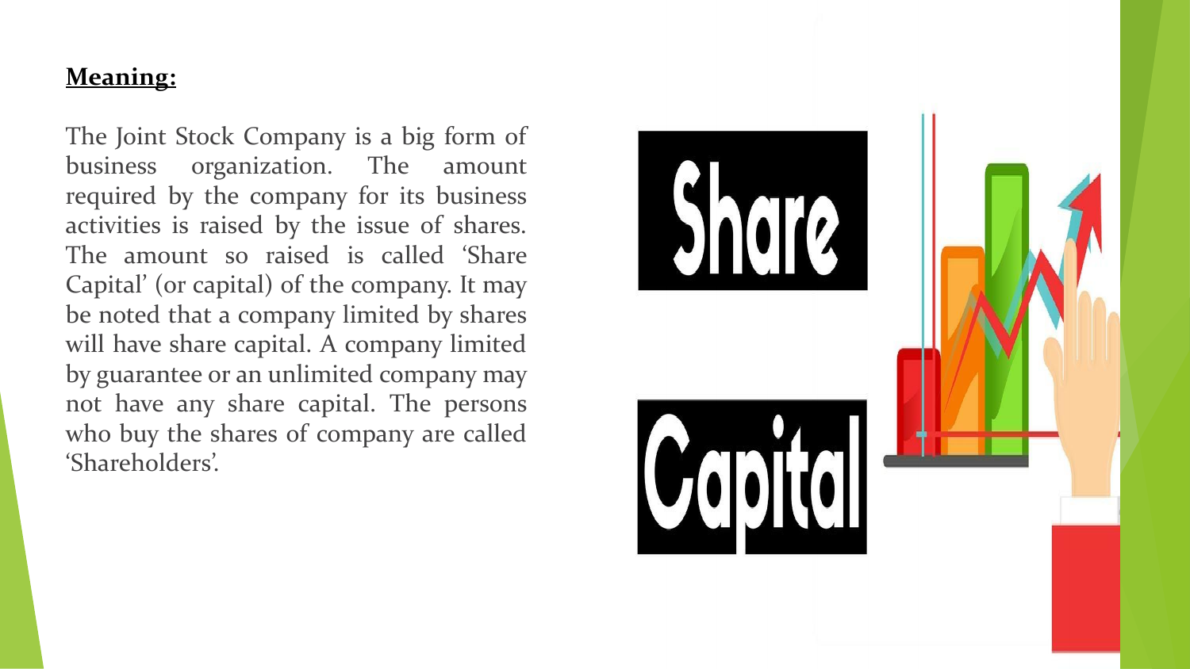**Meaning:**

The Joint Stock Company is a big form of business organization. The amount required by the company for its business activities is raised by the issue of shares. The amount so raised is called 'Share Capital' (or capital) of the company. It may be noted that a company limited by shares will have share capital. A company limited by guarantee or an unlimited company may not have any share capital. The persons who buy the shares of company are called 'Shareholders'.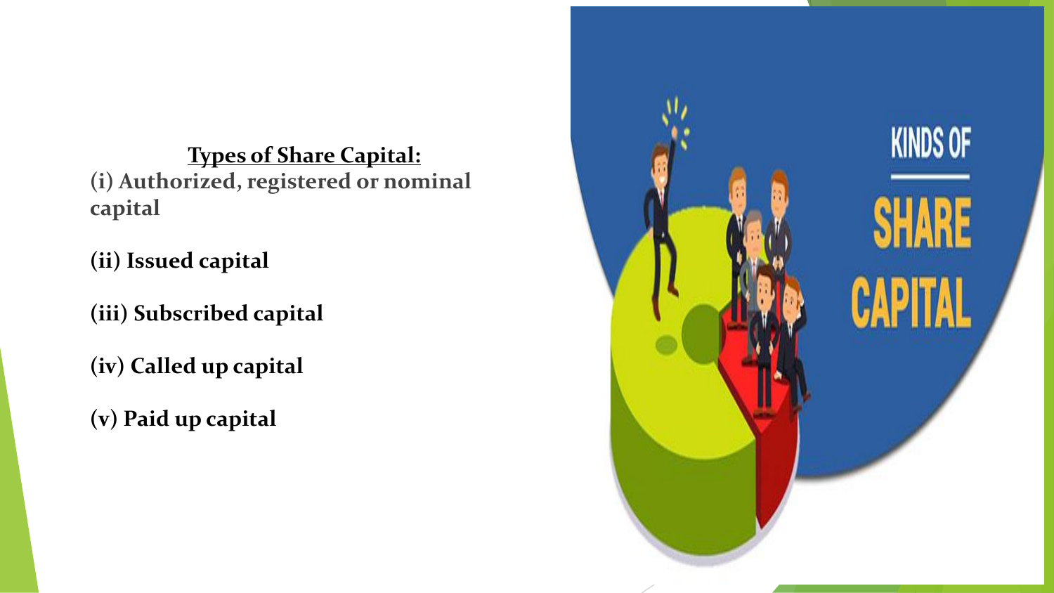**<u>Types of Share Capital:</u>**

**(i) Authorized, registered or nominal capital**

**(ii) Issued capital**

**(iii) Subscribed capital**

**(iv) Called up capital**

**(v) Paid up capital**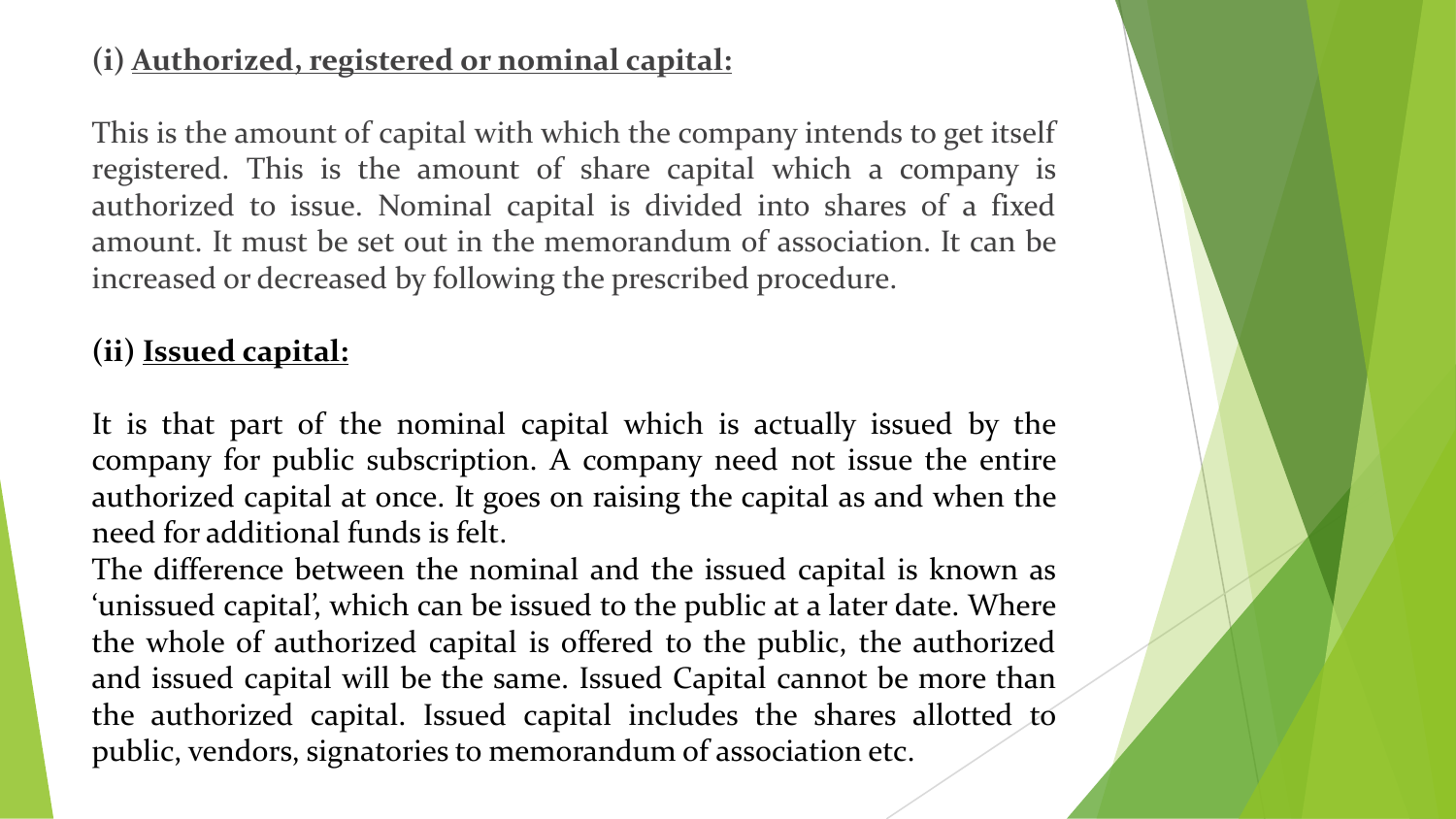### (i) Authorized, registered or nominal capital:

This is the amount of capital with which the company intends to get itself registered. This is the amount of share capital which a company is authorized to issue. Nominal capital is divided into shares of a fixed amount. It must be set out in the memorandum of association. It can be increased or decreased by following the prescribed procedure.

### (ii) Issued capital:

It is that part of the nominal capital which is actually issued by the company for public subscription. A company need not issue the entire authorized capital at once. It goes on raising the capital as and when the need for additional funds is felt.

The difference between the nominal and the issued capital is known as 'unissued capital', which can be issued to the public at a later date. Where the whole of authorized capital is offered to the public, the authorized and issued capital will be the same. Issued Capital cannot be more than the authorized capital. Issued capital includes the shares allotted to public, vendors, signatories to memorandum of association etc.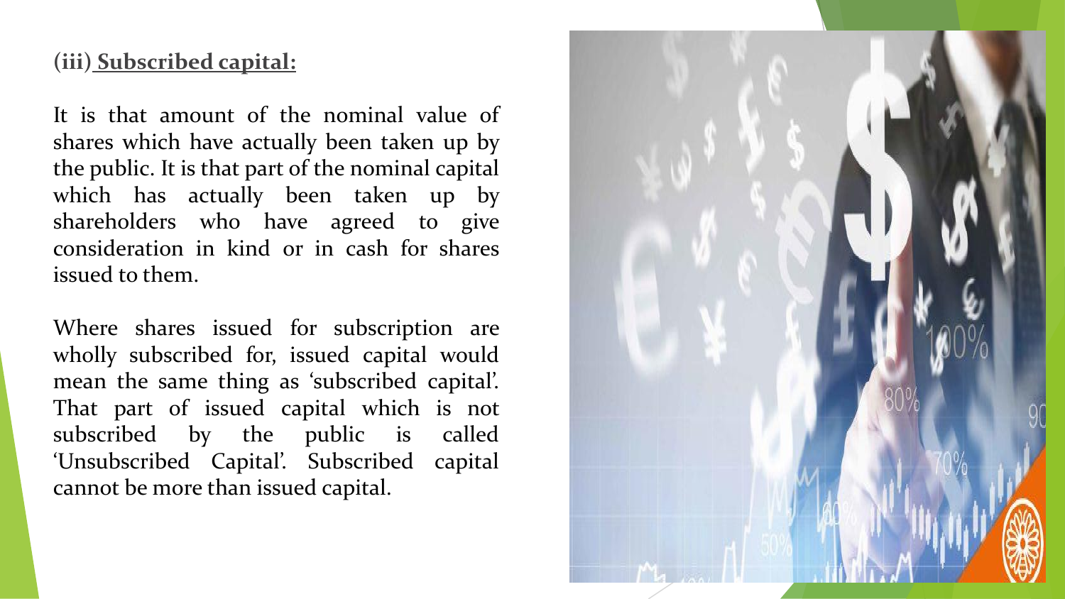### (iii) **Subscribed capital:**

It is that amount of the nominal value of shares which have actually been taken up by the public. It is that part of the nominal capital which has actually been taken up by shareholders who have agreed to give consideration in kind or in cash for shares issued to them.

Where shares issued for subscription are wholly subscribed for, issued capital would mean the same thing as 'subscribed capital'. That part of issued capital which is not subscribed by the public is called 'Unsubscribed Capital'. Subscribed capital cannot be more than issued capital.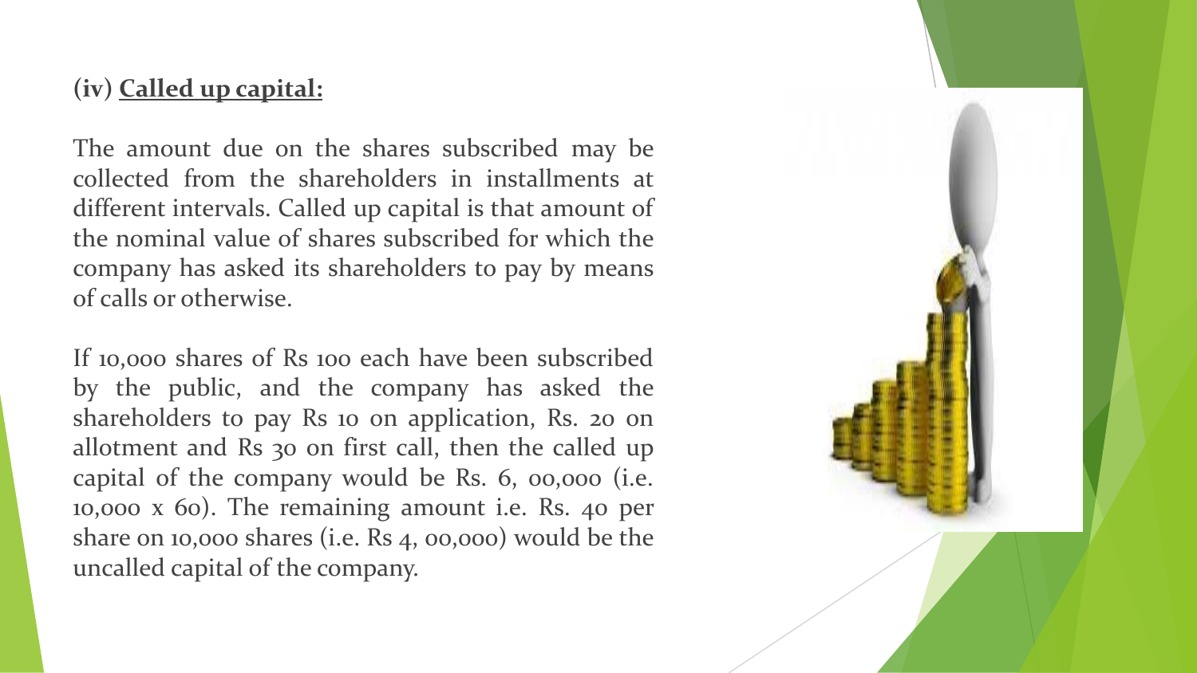### (iv) **Called up capital:**

The amount due on the shares subscribed may be collected from the shareholders in installments at different intervals. Called up capital is that amount of the nominal value of shares subscribed for which the company has asked its shareholders to pay by means of calls or otherwise.

If 10,000 shares of Rs 100 each have been subscribed by the public, and the company has asked the shareholders to pay Rs 10 on application, Rs. 20 on allotment and Rs 30 on first call, then the called up capital of the company would be Rs. 6, 00,000 (i.e. 10,000 x 60). The remaining amount i.e. Rs. 40 per share on 10,000 shares (i.e. Rs 4, 00,000) would be the uncalled capital of the company.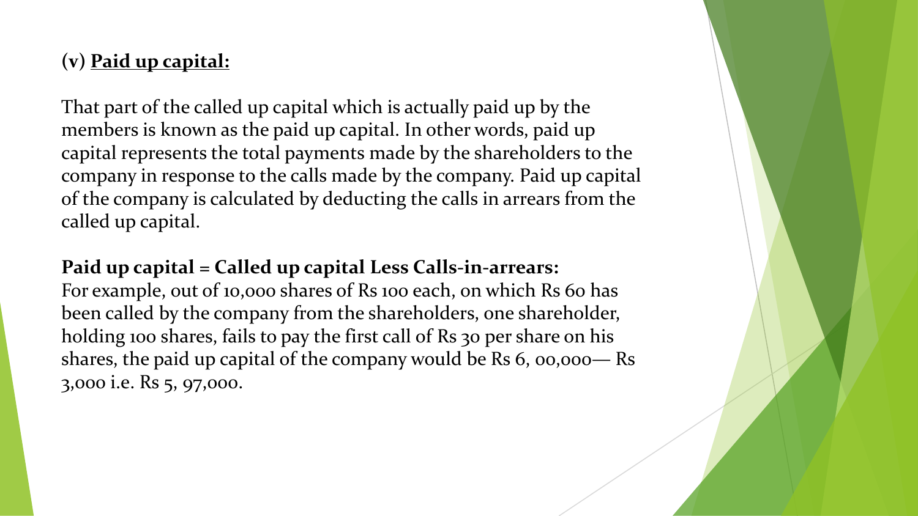### (v) **Paid up capital:**

That part of the called up capital which is actually paid up by the members is known as the paid up capital. In other words, paid up capital represents the total payments made by the shareholders to the company in response to the calls made by the company. Paid up capital of the company is calculated by deducting the calls in arrears from the called up capital.

**Paid up capital = Called up capital Less Calls-in-arrears:**
For example, out of 10,000 shares of Rs 100 each, on which Rs 60 has been called by the company from the shareholders, one shareholder, holding 100 shares, fails to pay the first call of Rs 30 per share on his shares, the paid up capital of the company would be Rs 6, 00,000— Rs 3,000 i.e. Rs 5, 97,000.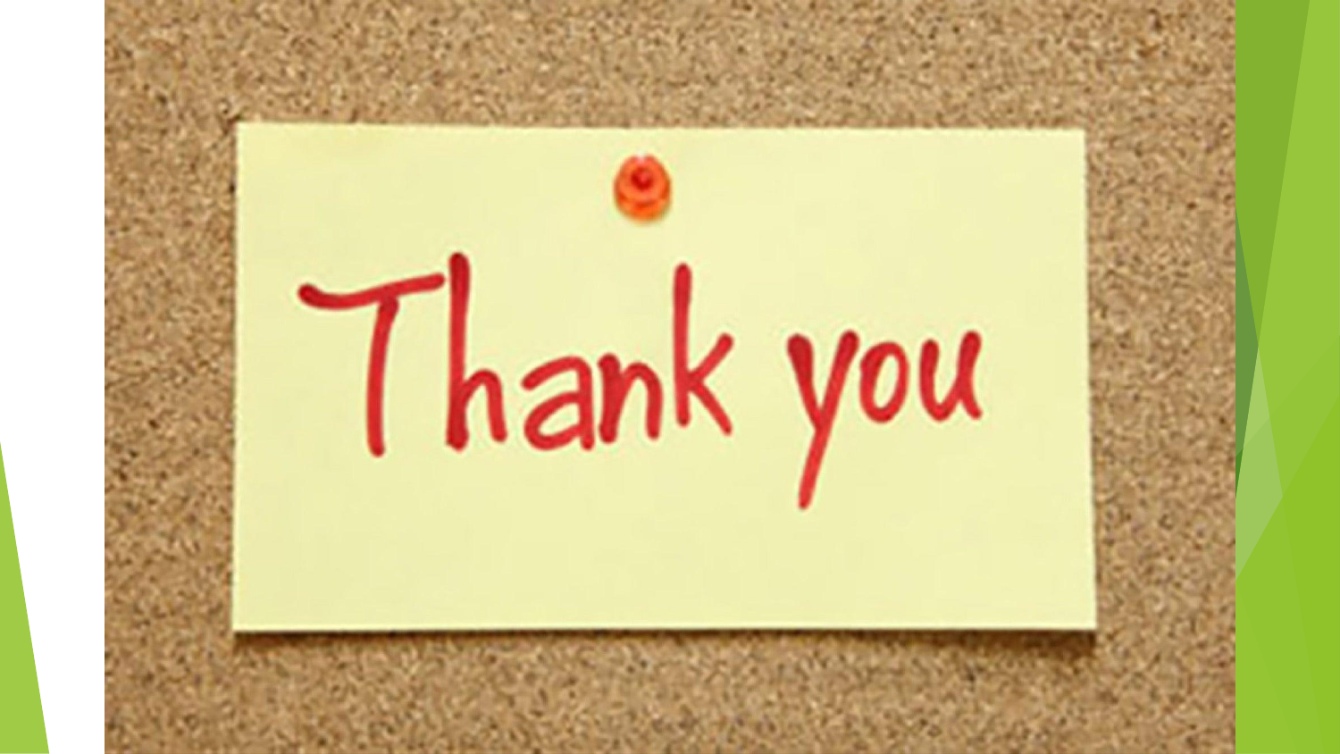Thank you